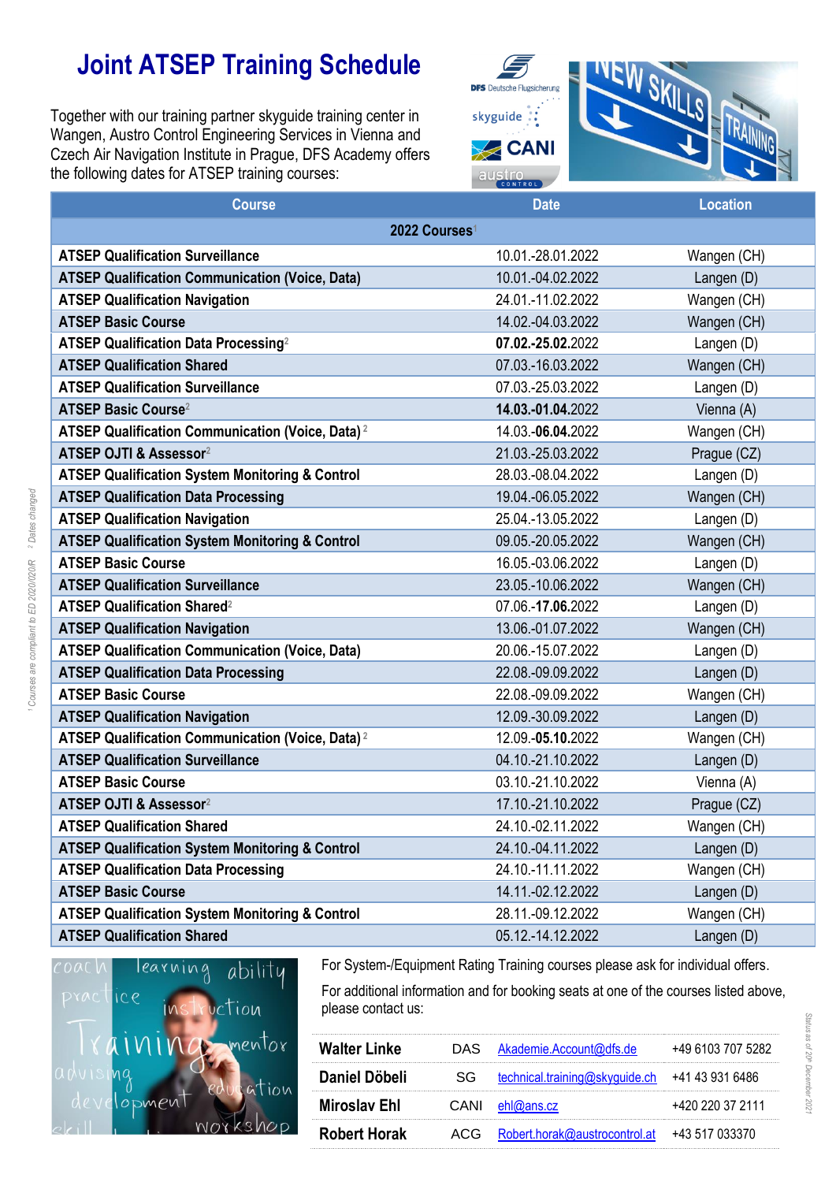# Joint ATSEP Training Schedule

Together with our training partner skyguide training center in Wangen, Austro Control Engineering Services in Vienna and Czech Air Navigation Institute in Prague, DFS Academy offers the following dates for ATSEP training courses:

| Course | Date | Location |
|---|---|---|
| **2022 Courses**[1] | | |
| **ATSEP Qualification Surveillance** | 10.01.-28.01.2022 | Wangen (CH) |
| **ATSEP Qualification Communication (Voice, Data)** | 10.01.-04.02.2022 | Langen (D) |
| **ATSEP Qualification Navigation** | 24.01.-11.02.2022 | Wangen (CH) |
| **ATSEP Basic Course** | 14.02.-04.03.2022 | Wangen (CH) |
| **ATSEP Qualification Data Processing**[2] | **07.02.-25.02.**2022 | Langen (D) |
| **ATSEP Qualification Shared** | 07.03.-16.03.2022 | Wangen (CH) |
| **ATSEP Qualification Surveillance** | 07.03.-25.03.2022 | Langen (D) |
| **ATSEP Basic Course**[2] | **14.03.-01.04.**2022 | Vienna (A) |
| **ATSEP Qualification Communication (Voice, Data)**[2] | 14.03.-**06.04.**2022 | Wangen (CH) |
| **ATSEP OJTI & Assessor**[2] | 21.03.-25.03.2022 | Prague (CZ) |
| **ATSEP Qualification System Monitoring & Control** | 28.03.-08.04.2022 | Langen (D) |
| **ATSEP Qualification Data Processing** | 19.04.-06.05.2022 | Wangen (CH) |
| **ATSEP Qualification Navigation** | 25.04.-13.05.2022 | Langen (D) |
| **ATSEP Qualification System Monitoring & Control** | 09.05.-20.05.2022 | Wangen (CH) |
| **ATSEP Basic Course** | 16.05.-03.06.2022 | Langen (D) |
| **ATSEP Qualification Surveillance** | 23.05.-10.06.2022 | Wangen (CH) |
| **ATSEP Qualification Shared**[2] | 07.06.-**17.06.**2022 | Langen (D) |
| **ATSEP Qualification Navigation** | 13.06.-01.07.2022 | Wangen (CH) |
| **ATSEP Qualification Communication (Voice, Data)** | 20.06.-15.07.2022 | Langen (D) |
| **ATSEP Qualification Data Processing** | 22.08.-09.09.2022 | Langen (D) |
| **ATSEP Basic Course** | 22.08.-09.09.2022 | Wangen (CH) |
| **ATSEP Qualification Navigation** | 12.09.-30.09.2022 | Langen (D) |
| **ATSEP Qualification Communication (Voice, Data)**[2] | 12.09.-**05.10.**2022 | Wangen (CH) |
| **ATSEP Qualification Surveillance** | 04.10.-21.10.2022 | Langen (D) |
| **ATSEP Basic Course** | 03.10.-21.10.2022 | Vienna (A) |
| **ATSEP OJTI & Assessor**[2] | 17.10.-21.10.2022 | Prague (CZ) |
| **ATSEP Qualification Shared** | 24.10.-02.11.2022 | Wangen (CH) |
| **ATSEP Qualification System Monitoring & Control** | 24.10.-04.11.2022 | Langen (D) |
| **ATSEP Qualification Data Processing** | 24.10.-11.11.2022 | Wangen (CH) |
| **ATSEP Basic Course** | 14.11.-02.12.2022 | Langen (D) |
| **ATSEP Qualification System Monitoring & Control** | 28.11.-09.12.2022 | Wangen (CH) |
| **ATSEP Qualification Shared** | 05.12.-14.12.2022 | Langen (D) |

[1] Courses are compliant to ED 2020/020/R [2] Dates changed

For System-/Equipment Rating Training courses please ask for individual offers.

For additional information and for booking seats at one of the courses listed above, please contact us:

| | | | |
|---|---|---|---|
| **Walter Linke** | DAS | Akademie.Account@dfs.de | +49 6103 707 5282 |
| **Daniel Döbeli** | SG | technical.training@skyguide.ch | +41 43 931 6486 |
| **Miroslav Ehl** | CANI | ehl@ans.cz | +420 220 37 2111 |
| **Robert Horak** | ACG | Robert.horak@austrocontrol.at | +43 517 033370 |

Status as of 20th December 2021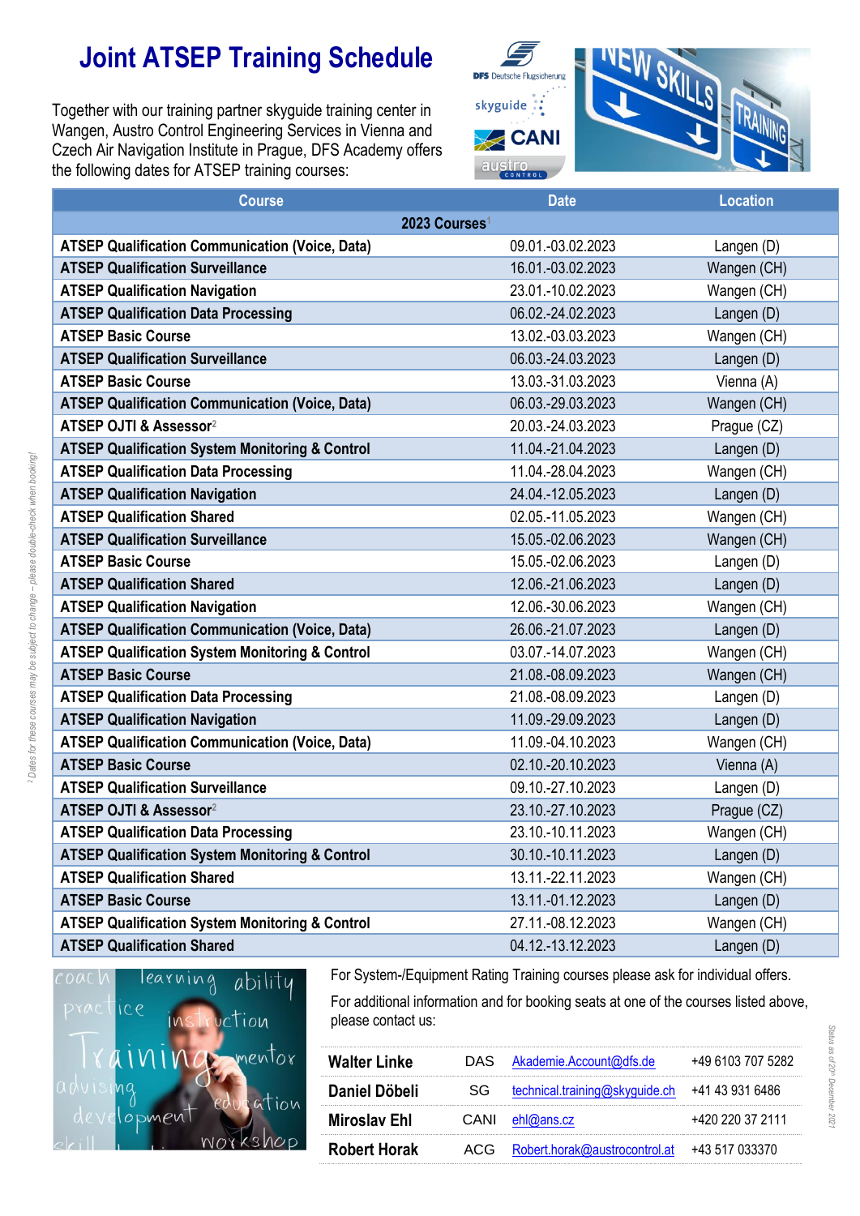# Joint ATSEP Training Schedule

Together with our training partner skyguide training center in Wangen, Austro Control Engineering Services in Vienna and Czech Air Navigation Institute in Prague, DFS Academy offers the following dates for ATSEP training courses:

| Course | Date | Location |
|---|---|---|
| **2023 Courses**[1] | | |
| **ATSEP Qualification Communication (Voice, Data)** | 09.01.-03.02.2023 | Langen (D) |
| **ATSEP Qualification Surveillance** | 16.01.-03.02.2023 | Wangen (CH) |
| **ATSEP Qualification Navigation** | 23.01.-10.02.2023 | Wangen (CH) |
| **ATSEP Qualification Data Processing** | 06.02.-24.02.2023 | Langen (D) |
| **ATSEP Basic Course** | 13.02.-03.03.2023 | Wangen (CH) |
| **ATSEP Qualification Surveillance** | 06.03.-24.03.2023 | Langen (D) |
| **ATSEP Basic Course** | 13.03.-31.03.2023 | Vienna (A) |
| **ATSEP Qualification Communication (Voice, Data)** | 06.03.-29.03.2023 | Wangen (CH) |
| **ATSEP OJTI & Assessor**[2] | 20.03.-24.03.2023 | Prague (CZ) |
| **ATSEP Qualification System Monitoring & Control** | 11.04.-21.04.2023 | Langen (D) |
| **ATSEP Qualification Data Processing** | 11.04.-28.04.2023 | Wangen (CH) |
| **ATSEP Qualification Navigation** | 24.04.-12.05.2023 | Langen (D) |
| **ATSEP Qualification Shared** | 02.05.-11.05.2023 | Wangen (CH) |
| **ATSEP Qualification Surveillance** | 15.05.-02.06.2023 | Wangen (CH) |
| **ATSEP Basic Course** | 15.05.-02.06.2023 | Langen (D) |
| **ATSEP Qualification Shared** | 12.06.-21.06.2023 | Langen (D) |
| **ATSEP Qualification Navigation** | 12.06.-30.06.2023 | Wangen (CH) |
| **ATSEP Qualification Communication (Voice, Data)** | 26.06.-21.07.2023 | Langen (D) |
| **ATSEP Qualification System Monitoring & Control** | 03.07.-14.07.2023 | Wangen (CH) |
| **ATSEP Basic Course** | 21.08.-08.09.2023 | Wangen (CH) |
| **ATSEP Qualification Data Processing** | 21.08.-08.09.2023 | Langen (D) |
| **ATSEP Qualification Navigation** | 11.09.-29.09.2023 | Langen (D) |
| **ATSEP Qualification Communication (Voice, Data)** | 11.09.-04.10.2023 | Wangen (CH) |
| **ATSEP Basic Course** | 02.10.-20.10.2023 | Vienna (A) |
| **ATSEP Qualification Surveillance** | 09.10.-27.10.2023 | Langen (D) |
| **ATSEP OJTI & Assessor**[2] | 23.10.-27.10.2023 | Prague (CZ) |
| **ATSEP Qualification Data Processing** | 23.10.-10.11.2023 | Wangen (CH) |
| **ATSEP Qualification System Monitoring & Control** | 30.10.-10.11.2023 | Langen (D) |
| **ATSEP Qualification Shared** | 13.11.-22.11.2023 | Wangen (CH) |
| **ATSEP Basic Course** | 13.11.-01.12.2023 | Langen (D) |
| **ATSEP Qualification System Monitoring & Control** | 27.11.-08.12.2023 | Wangen (CH) |
| **ATSEP Qualification Shared** | 04.12.-13.12.2023 | Langen (D) |

[1] Dates for these courses may be subject to change – please double-check when booking!

For System-/Equipment Rating Training courses please ask for individual offers.

For additional information and for booking seats at one of the courses listed above, please contact us:

| | | | |
|---|---|---|---|
| **Walter Linke** | DAS | Akademie.Account@dfs.de | +49 6103 707 5282 |
| **Daniel Döbeli** | SG | technical.training@skyguide.ch | +41 43 931 6486 |
| **Miroslav Ehl** | CANI | ehl@ans.cz | +420 220 37 2111 |
| **Robert Horak** | ACG | Robert.horak@austrocontrol.at | +43 517 033370 |

*Status as of 20th December 2021*